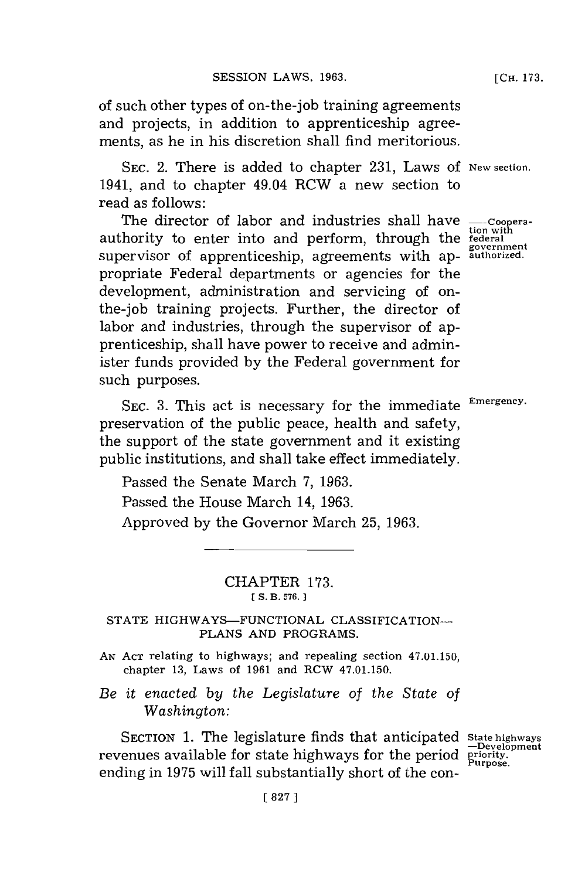of such other types of on-the-job training agreements and projects, in addition to apprenticeship agreements, as he in his discretion shall find meritorious.

SEC. 2. There is added to chapter 231, Laws of 1941, and to chapter 49.04 RCW a new section to read as follows:

New section.

The director of labor and industries shall have authority to enter into and perform, through the supervisor of apprenticeship, agreements with appropriate Federal departments or agencies for the development, administration and servicing of on-the-job training projects. Further, the director of labor and industries, through the supervisor of apprenticeship, shall have power to receive and administer funds provided by the Federal government for such purposes.

—Cooperation with federal government authorized.

SEC. 3. This act is necessary for the immediate preservation of the public peace, health and safety, the support of the state government and it existing public institutions, and shall take effect immediately.

Emergency.

Passed the Senate March 7, 1963.

Passed the House March 14, 1963.

Approved by the Governor March 25, 1963.

---

## CHAPTER 173.

[ S. B. 576. ]

### STATE HIGHWAYS—FUNCTIONAL CLASSIFICATION—PLANS AND PROGRAMS.

AN ACT relating to highways; and repealing section 47.01.150, chapter 13, Laws of 1961 and RCW 47.01.150.

*Be it enacted by the Legislature of the State of Washington:*

SECTION 1. The legislature finds that anticipated revenues available for state highways for the period ending in 1975 will fall substantially short of the con-

State highways —Development priority. Purpose.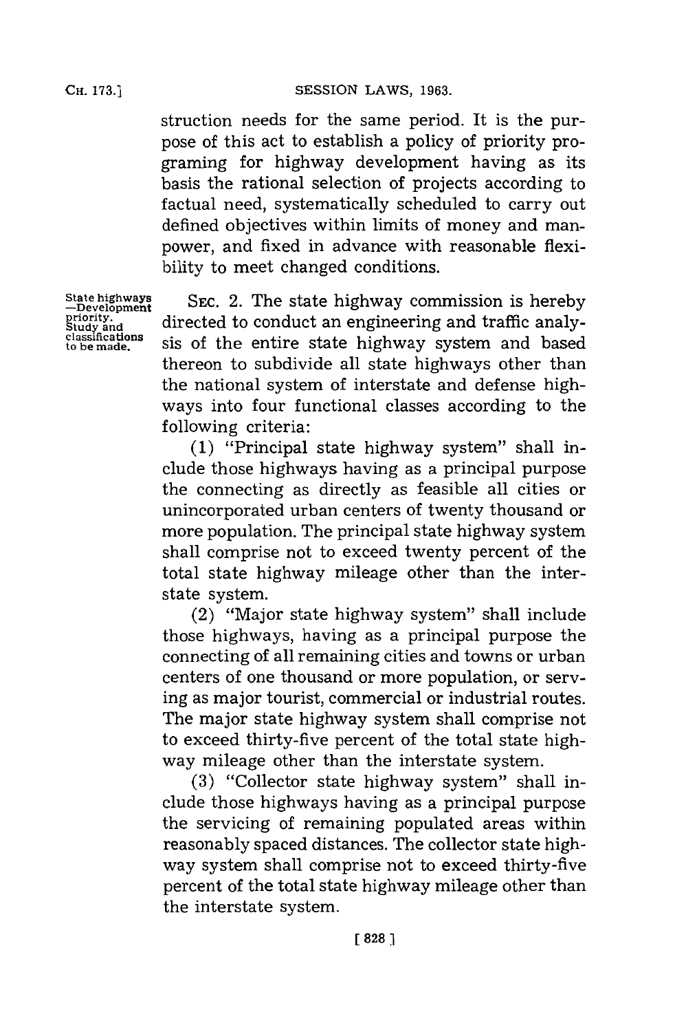struction needs for the same period. It is the purpose of this act to establish a policy of priority programing for highway development having as its basis the rational selection of projects according to factual need, systematically scheduled to carry out defined objectives within limits of money and manpower, and fixed in advance with reasonable flexibility to meet changed conditions.

State highways —Development priority. Study and classifications to be made.

SEC. 2. The state highway commission is hereby directed to conduct an engineering and traffic analysis of the entire state highway system and based thereon to subdivide all state highways other than the national system of interstate and defense highways into four functional classes according to the following criteria:

(1) "Principal state highway system" shall include those highways having as a principal purpose the connecting as directly as feasible all cities or unincorporated urban centers of twenty thousand or more population. The principal state highway system shall comprise not to exceed twenty percent of the total state highway mileage other than the interstate system.

(2) "Major state highway system" shall include those highways, having as a principal purpose the connecting of all remaining cities and towns or urban centers of one thousand or more population, or serving as major tourist, commercial or industrial routes. The major state highway system shall comprise not to exceed thirty-five percent of the total state highway mileage other than the interstate system.

(3) "Collector state highway system" shall include those highways having as a principal purpose the servicing of remaining populated areas within reasonably spaced distances. The collector state highway system shall comprise not to exceed thirty-five percent of the total state highway mileage other than the interstate system.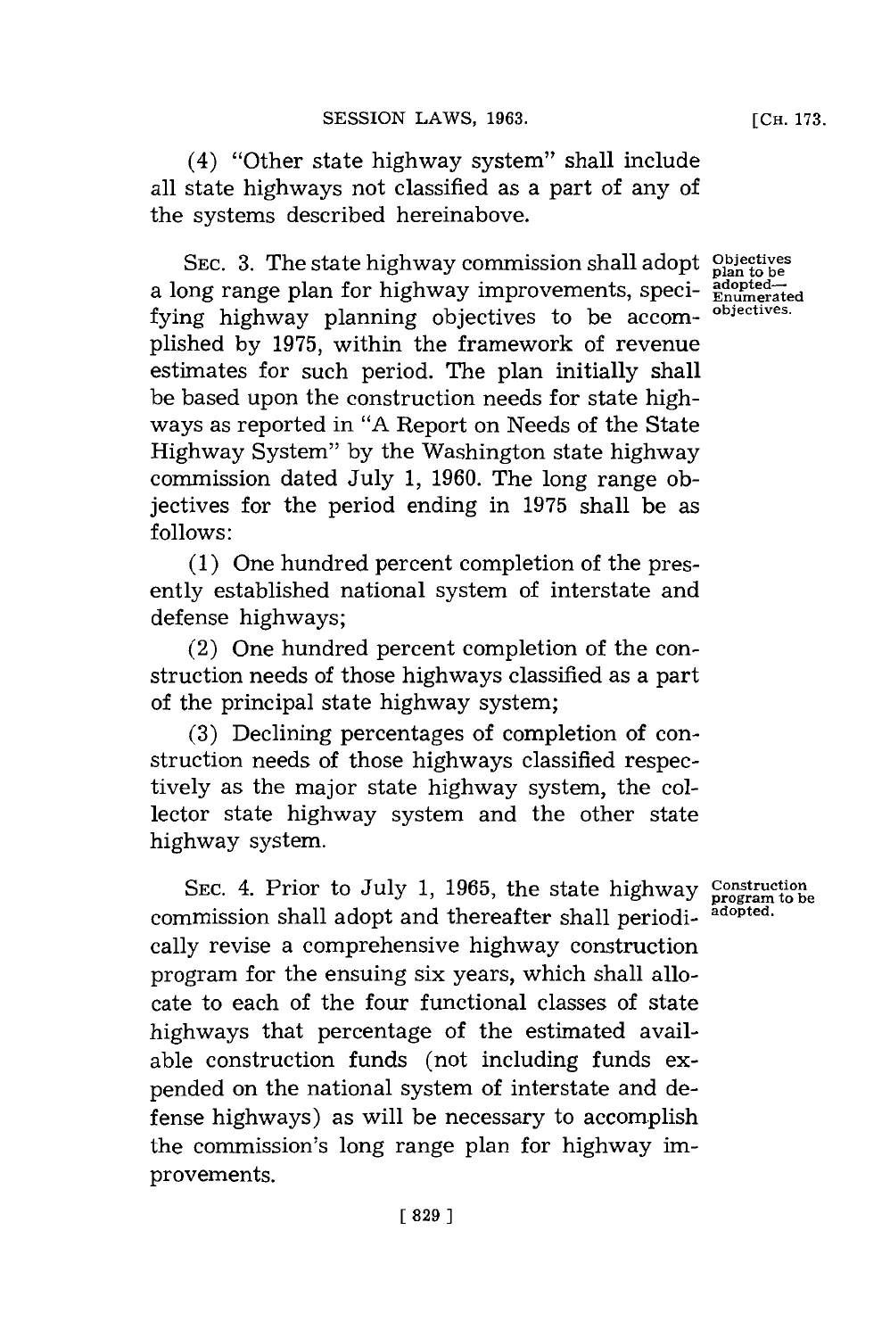(4) "Other state highway system" shall include all state highways not classified as a part of any of the systems described hereinabove.

SEC. 3. The state highway commission shall adopt a long range plan for highway improvements, specifying highway planning objectives to be accomplished by 1975, within the framework of revenue estimates for such period. The plan initially shall be based upon the construction needs for state highways as reported in "A Report on Needs of the State Highway System" by the Washington state highway commission dated July 1, 1960. The long range objectives for the period ending in 1975 shall be as follows:

Objectives plan to be adopted—Enumerated objectives.

(1) One hundred percent completion of the presently established national system of interstate and defense highways;

(2) One hundred percent completion of the construction needs of those highways classified as a part of the principal state highway system;

(3) Declining percentages of completion of construction needs of those highways classified respectively as the major state highway system, the collector state highway system and the other state highway system.

SEC. 4. Prior to July 1, 1965, the state highway commission shall adopt and thereafter shall periodically revise a comprehensive highway construction program for the ensuing six years, which shall allocate to each of the four functional classes of state highways that percentage of the estimated available construction funds (not including funds expended on the national system of interstate and defense highways) as will be necessary to accomplish the commission's long range plan for highway improvements.

Construction program to be adopted.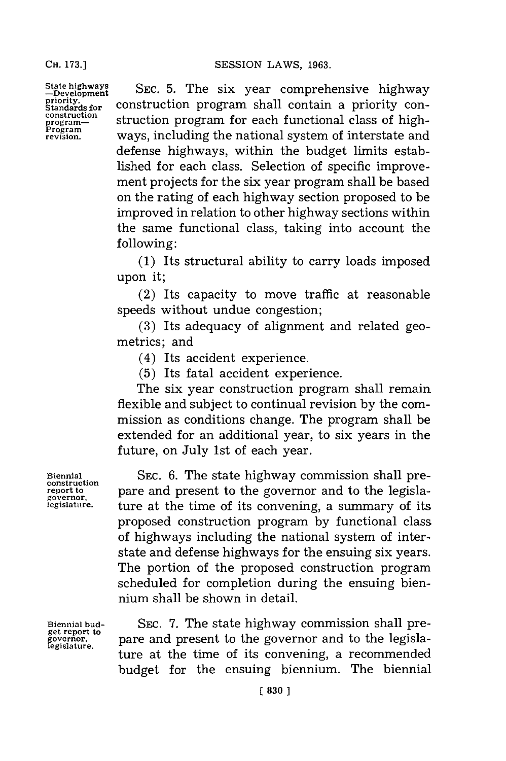State highways—Development priority. Standards for construction program—Program revision.

SEC. 5. The six year comprehensive highway construction program shall contain a priority construction program for each functional class of highways, including the national system of interstate and defense highways, within the budget limits established for each class. Selection of specific improvement projects for the six year program shall be based on the rating of each highway section proposed to be improved in relation to other highway sections within the same functional class, taking into account the following:

(1) Its structural ability to carry loads imposed upon it;

(2) Its capacity to move traffic at reasonable speeds without undue congestion;

(3) Its adequacy of alignment and related geometrics; and

(4) Its accident experience.

(5) Its fatal accident experience.

The six year construction program shall remain flexible and subject to continual revision by the commission as conditions change. The program shall be extended for an additional year, to six years in the future, on July 1st of each year.

Biennial construction report to governor, legislature.

SEC. 6. The state highway commission shall prepare and present to the governor and to the legislature at the time of its convening, a summary of its proposed construction program by functional class of highways including the national system of interstate and defense highways for the ensuing six years. The portion of the proposed construction program scheduled for completion during the ensuing biennium shall be shown in detail.

Biennial budget report to governor, legislature.

SEC. 7. The state highway commission shall prepare and present to the governor and to the legislature at the time of its convening, a recommended budget for the ensuing biennium. The biennial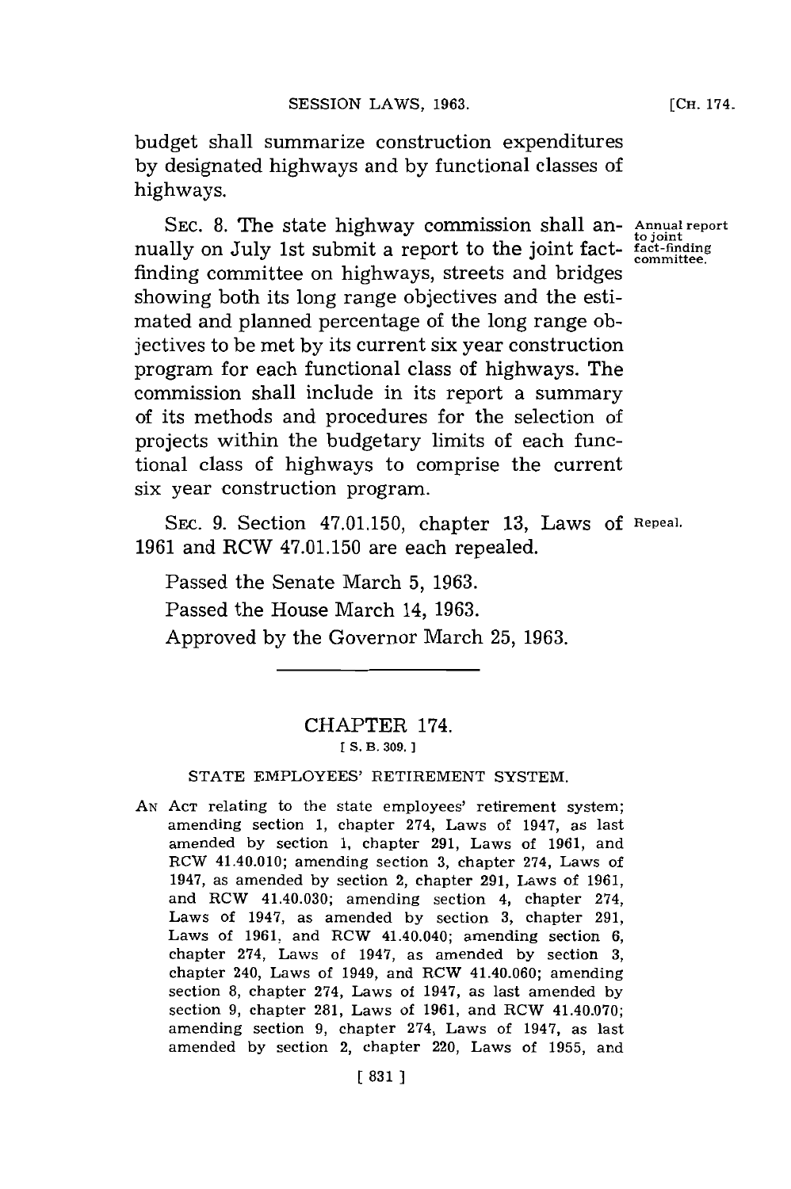budget shall summarize construction expenditures by designated highways and by functional classes of highways.

SEC. 8. The state highway commission shall annually on July 1st submit a report to the joint fact-finding committee on highways, streets and bridges showing both its long range objectives and the estimated and planned percentage of the long range objectives to be met by its current six year construction program for each functional class of highways. The commission shall include in its report a summary of its methods and procedures for the selection of projects within the budgetary limits of each functional class of highways to comprise the current six year construction program.

*Annual report to joint fact-finding committee.*

SEC. 9. Section 47.01.150, chapter 13, Laws of 1961 and RCW 47.01.150 are each repealed.

*Repeal.*

Passed the Senate March 5, 1963.

Passed the House March 14, 1963.

Approved by the Governor March 25, 1963.

---

## CHAPTER 174.

[ S. B. 309. ]

### STATE EMPLOYEES' RETIREMENT SYSTEM.

AN ACT relating to the state employees' retirement system; amending section 1, chapter 274, Laws of 1947, as last amended by section 1, chapter 291, Laws of 1961, and RCW 41.40.010; amending section 3, chapter 274, Laws of 1947, as amended by section 2, chapter 291, Laws of 1961, and RCW 41.40.030; amending section 4, chapter 274, Laws of 1947, as amended by section 3, chapter 291, Laws of 1961, and RCW 41.40.040; amending section 6, chapter 274, Laws of 1947, as amended by section 3, chapter 240, Laws of 1949, and RCW 41.40.060; amending section 8, chapter 274, Laws of 1947, as last amended by section 9, chapter 281, Laws of 1961, and RCW 41.40.070; amending section 9, chapter 274, Laws of 1947, as last amended by section 2, chapter 220, Laws of 1955, and